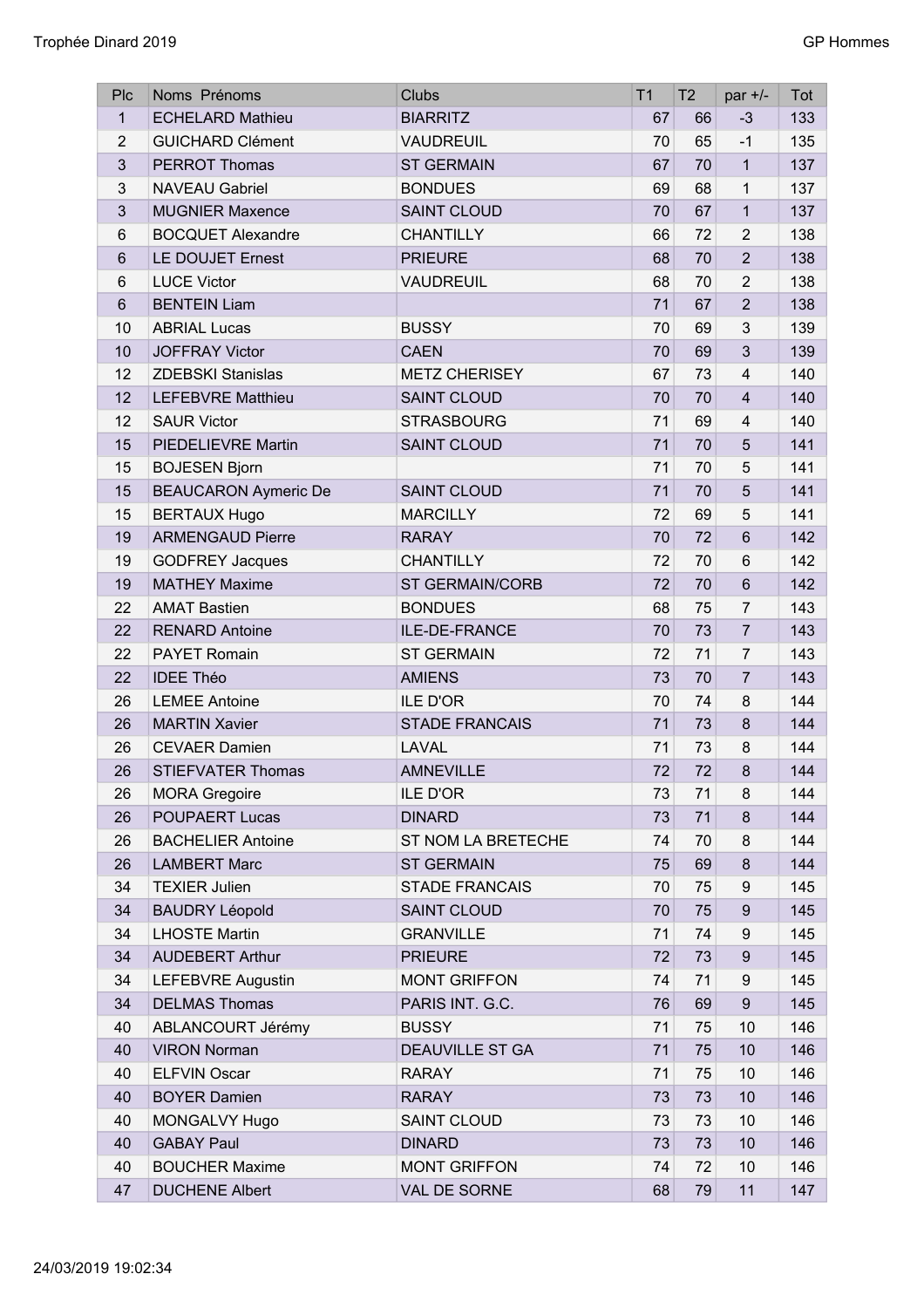| Plc | Noms  Prénoms | Clubs | T1 | T2 | par +/- | Tot |
|---|---|---|---|---|---|---|
| 1 | ECHELARD Mathieu | BIARRITZ | 67 | 66 | -3 | 133 |
| 2 | GUICHARD Clément | VAUDREUIL | 70 | 65 | -1 | 135 |
| 3 | PERROT Thomas | ST GERMAIN | 67 | 70 | 1 | 137 |
| 3 | NAVEAU Gabriel | BONDUES | 69 | 68 | 1 | 137 |
| 3 | MUGNIER Maxence | SAINT CLOUD | 70 | 67 | 1 | 137 |
| 6 | BOCQUET Alexandre | CHANTILLY | 66 | 72 | 2 | 138 |
| 6 | LE DOUJET Ernest | PRIEURE | 68 | 70 | 2 | 138 |
| 6 | LUCE Victor | VAUDREUIL | 68 | 70 | 2 | 138 |
| 6 | BENTEIN Liam | | 71 | 67 | 2 | 138 |
| 10 | ABRIAL Lucas | BUSSY | 70 | 69 | 3 | 139 |
| 10 | JOFFRAY Victor | CAEN | 70 | 69 | 3 | 139 |
| 12 | ZDEBSKI Stanislas | METZ CHERISEY | 67 | 73 | 4 | 140 |
| 12 | LEFEBVRE Matthieu | SAINT CLOUD | 70 | 70 | 4 | 140 |
| 12 | SAUR Victor | STRASBOURG | 71 | 69 | 4 | 140 |
| 15 | PIEDELIEVRE Martin | SAINT CLOUD | 71 | 70 | 5 | 141 |
| 15 | BOJESEN Bjorn | | 71 | 70 | 5 | 141 |
| 15 | BEAUCARON Aymeric De | SAINT CLOUD | 71 | 70 | 5 | 141 |
| 15 | BERTAUX Hugo | MARCILLY | 72 | 69 | 5 | 141 |
| 19 | ARMENGAUD Pierre | RARAY | 70 | 72 | 6 | 142 |
| 19 | GODFREY Jacques | CHANTILLY | 72 | 70 | 6 | 142 |
| 19 | MATHEY Maxime | ST GERMAIN/CORB | 72 | 70 | 6 | 142 |
| 22 | AMAT Bastien | BONDUES | 68 | 75 | 7 | 143 |
| 22 | RENARD Antoine | ILE-DE-FRANCE | 70 | 73 | 7 | 143 |
| 22 | PAYET Romain | ST GERMAIN | 72 | 71 | 7 | 143 |
| 22 | IDEE Théo | AMIENS | 73 | 70 | 7 | 143 |
| 26 | LEMEE Antoine | ILE D'OR | 70 | 74 | 8 | 144 |
| 26 | MARTIN Xavier | STADE FRANCAIS | 71 | 73 | 8 | 144 |
| 26 | CEVAER Damien | LAVAL | 71 | 73 | 8 | 144 |
| 26 | STIEFVATER Thomas | AMNEVILLE | 72 | 72 | 8 | 144 |
| 26 | MORA Gregoire | ILE D'OR | 73 | 71 | 8 | 144 |
| 26 | POUPAERT Lucas | DINARD | 73 | 71 | 8 | 144 |
| 26 | BACHELIER Antoine | ST NOM LA BRETECHE | 74 | 70 | 8 | 144 |
| 26 | LAMBERT Marc | ST GERMAIN | 75 | 69 | 8 | 144 |
| 34 | TEXIER Julien | STADE FRANCAIS | 70 | 75 | 9 | 145 |
| 34 | BAUDRY Léopold | SAINT CLOUD | 70 | 75 | 9 | 145 |
| 34 | LHOSTE Martin | GRANVILLE | 71 | 74 | 9 | 145 |
| 34 | AUDEBERT Arthur | PRIEURE | 72 | 73 | 9 | 145 |
| 34 | LEFEBVRE Augustin | MONT GRIFFON | 74 | 71 | 9 | 145 |
| 34 | DELMAS Thomas | PARIS INT. G.C. | 76 | 69 | 9 | 145 |
| 40 | ABLANCOURT Jérémy | BUSSY | 71 | 75 | 10 | 146 |
| 40 | VIRON Norman | DEAUVILLE ST GA | 71 | 75 | 10 | 146 |
| 40 | ELFVIN Oscar | RARAY | 71 | 75 | 10 | 146 |
| 40 | BOYER Damien | RARAY | 73 | 73 | 10 | 146 |
| 40 | MONGALVY Hugo | SAINT CLOUD | 73 | 73 | 10 | 146 |
| 40 | GABAY Paul | DINARD | 73 | 73 | 10 | 146 |
| 40 | BOUCHER Maxime | MONT GRIFFON | 74 | 72 | 10 | 146 |
| 47 | DUCHENE Albert | VAL DE SORNE | 68 | 79 | 11 | 147 |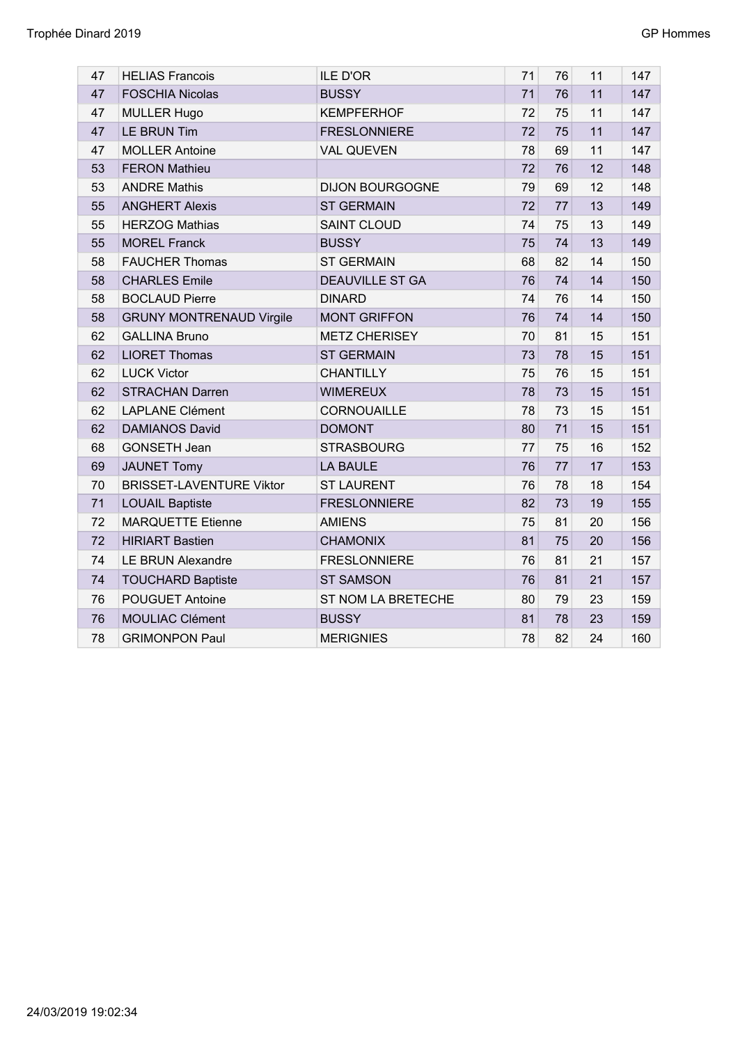| 47 | HELIAS Francois | ILE D'OR | 71 | 76 | 11 | 147 |
|---|---|---|---|---|---|---|
| 47 | FOSCHIA Nicolas | BUSSY | 71 | 76 | 11 | 147 |
| 47 | MULLER Hugo | KEMPFERHOF | 72 | 75 | 11 | 147 |
| 47 | LE BRUN Tim | FRESLONNIERE | 72 | 75 | 11 | 147 |
| 47 | MOLLER Antoine | VAL QUEVEN | 78 | 69 | 11 | 147 |
| 53 | FERON Mathieu | | 72 | 76 | 12 | 148 |
| 53 | ANDRE Mathis | DIJON BOURGOGNE | 79 | 69 | 12 | 148 |
| 55 | ANGHERT Alexis | ST GERMAIN | 72 | 77 | 13 | 149 |
| 55 | HERZOG Mathias | SAINT CLOUD | 74 | 75 | 13 | 149 |
| 55 | MOREL Franck | BUSSY | 75 | 74 | 13 | 149 |
| 58 | FAUCHER Thomas | ST GERMAIN | 68 | 82 | 14 | 150 |
| 58 | CHARLES Emile | DEAUVILLE ST GA | 76 | 74 | 14 | 150 |
| 58 | BOCLAUD Pierre | DINARD | 74 | 76 | 14 | 150 |
| 58 | GRUNY MONTRENAUD Virgile | MONT GRIFFON | 76 | 74 | 14 | 150 |
| 62 | GALLINA Bruno | METZ CHERISEY | 70 | 81 | 15 | 151 |
| 62 | LIORET Thomas | ST GERMAIN | 73 | 78 | 15 | 151 |
| 62 | LUCK Victor | CHANTILLY | 75 | 76 | 15 | 151 |
| 62 | STRACHAN Darren | WIMEREUX | 78 | 73 | 15 | 151 |
| 62 | LAPLANE Clément | CORNOUAILLE | 78 | 73 | 15 | 151 |
| 62 | DAMIANOS David | DOMONT | 80 | 71 | 15 | 151 |
| 68 | GONSETH Jean | STRASBOURG | 77 | 75 | 16 | 152 |
| 69 | JAUNET Tomy | LA BAULE | 76 | 77 | 17 | 153 |
| 70 | BRISSET-LAVENTURE Viktor | ST LAURENT | 76 | 78 | 18 | 154 |
| 71 | LOUAIL Baptiste | FRESLONNIERE | 82 | 73 | 19 | 155 |
| 72 | MARQUETTE Etienne | AMIENS | 75 | 81 | 20 | 156 |
| 72 | HIRIART Bastien | CHAMONIX | 81 | 75 | 20 | 156 |
| 74 | LE BRUN Alexandre | FRESLONNIERE | 76 | 81 | 21 | 157 |
| 74 | TOUCHARD Baptiste | ST SAMSON | 76 | 81 | 21 | 157 |
| 76 | POUGUET Antoine | ST NOM LA BRETECHE | 80 | 79 | 23 | 159 |
| 76 | MOULIAC Clément | BUSSY | 81 | 78 | 23 | 159 |
| 78 | GRIMONPON Paul | MERIGNIES | 78 | 82 | 24 | 160 |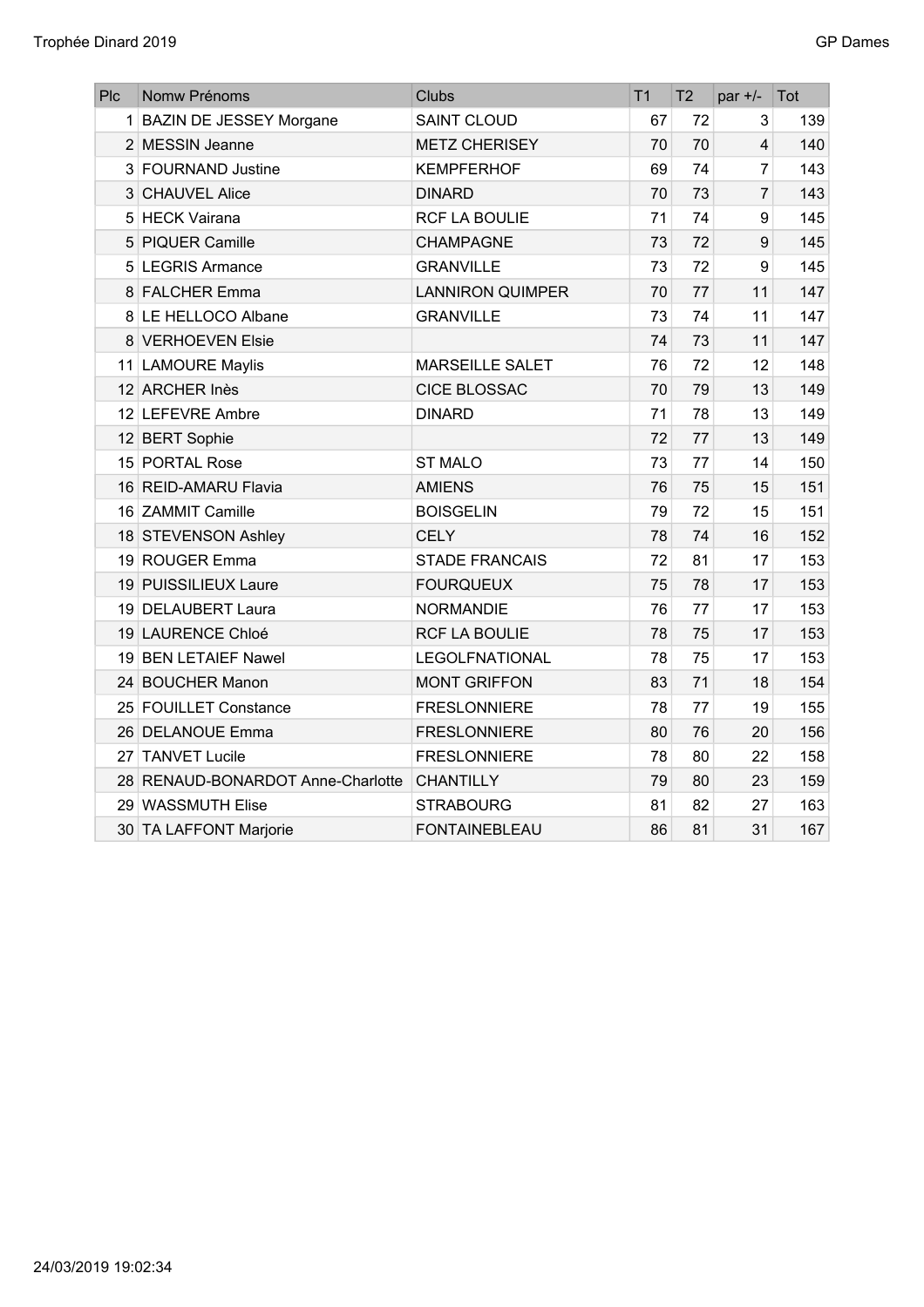| Plc | Nomw Prénoms | Clubs | T1 | T2 | par +/- | Tot |
|---|---|---|---|---|---|---|
| 1 | BAZIN DE JESSEY Morgane | SAINT CLOUD | 67 | 72 | 3 | 139 |
| 2 | MESSIN Jeanne | METZ CHERISEY | 70 | 70 | 4 | 140 |
| 3 | FOURNAND Justine | KEMPFERHOF | 69 | 74 | 7 | 143 |
| 3 | CHAUVEL Alice | DINARD | 70 | 73 | 7 | 143 |
| 5 | HECK Vairana | RCF LA BOULIE | 71 | 74 | 9 | 145 |
| 5 | PIQUER Camille | CHAMPAGNE | 73 | 72 | 9 | 145 |
| 5 | LEGRIS Armance | GRANVILLE | 73 | 72 | 9 | 145 |
| 8 | FALCHER Emma | LANNIRON QUIMPER | 70 | 77 | 11 | 147 |
| 8 | LE HELLOCO Albane | GRANVILLE | 73 | 74 | 11 | 147 |
| 8 | VERHOEVEN Elsie | | 74 | 73 | 11 | 147 |
| 11 | LAMOURE Maylis | MARSEILLE SALET | 76 | 72 | 12 | 148 |
| 12 | ARCHER Inès | CICE BLOSSAC | 70 | 79 | 13 | 149 |
| 12 | LEFEVRE Ambre | DINARD | 71 | 78 | 13 | 149 |
| 12 | BERT Sophie | | 72 | 77 | 13 | 149 |
| 15 | PORTAL Rose | ST MALO | 73 | 77 | 14 | 150 |
| 16 | REID-AMARU Flavia | AMIENS | 76 | 75 | 15 | 151 |
| 16 | ZAMMIT Camille | BOISGELIN | 79 | 72 | 15 | 151 |
| 18 | STEVENSON Ashley | CELY | 78 | 74 | 16 | 152 |
| 19 | ROUGER Emma | STADE FRANCAIS | 72 | 81 | 17 | 153 |
| 19 | PUISSILIEUX Laure | FOURQUEUX | 75 | 78 | 17 | 153 |
| 19 | DELAUBERT Laura | NORMANDIE | 76 | 77 | 17 | 153 |
| 19 | LAURENCE Chloé | RCF LA BOULIE | 78 | 75 | 17 | 153 |
| 19 | BEN LETAIEF Nawel | LEGOLFNATIONAL | 78 | 75 | 17 | 153 |
| 24 | BOUCHER Manon | MONT GRIFFON | 83 | 71 | 18 | 154 |
| 25 | FOUILLET Constance | FRESLONNIERE | 78 | 77 | 19 | 155 |
| 26 | DELANOUE Emma | FRESLONNIERE | 80 | 76 | 20 | 156 |
| 27 | TANVET Lucile | FRESLONNIERE | 78 | 80 | 22 | 158 |
| 28 | RENAUD-BONARDOT Anne-Charlotte | CHANTILLY | 79 | 80 | 23 | 159 |
| 29 | WASSMUTH Elise | STRABOURG | 81 | 82 | 27 | 163 |
| 30 | TA LAFFONT Marjorie | FONTAINEBLEAU | 86 | 81 | 31 | 167 |